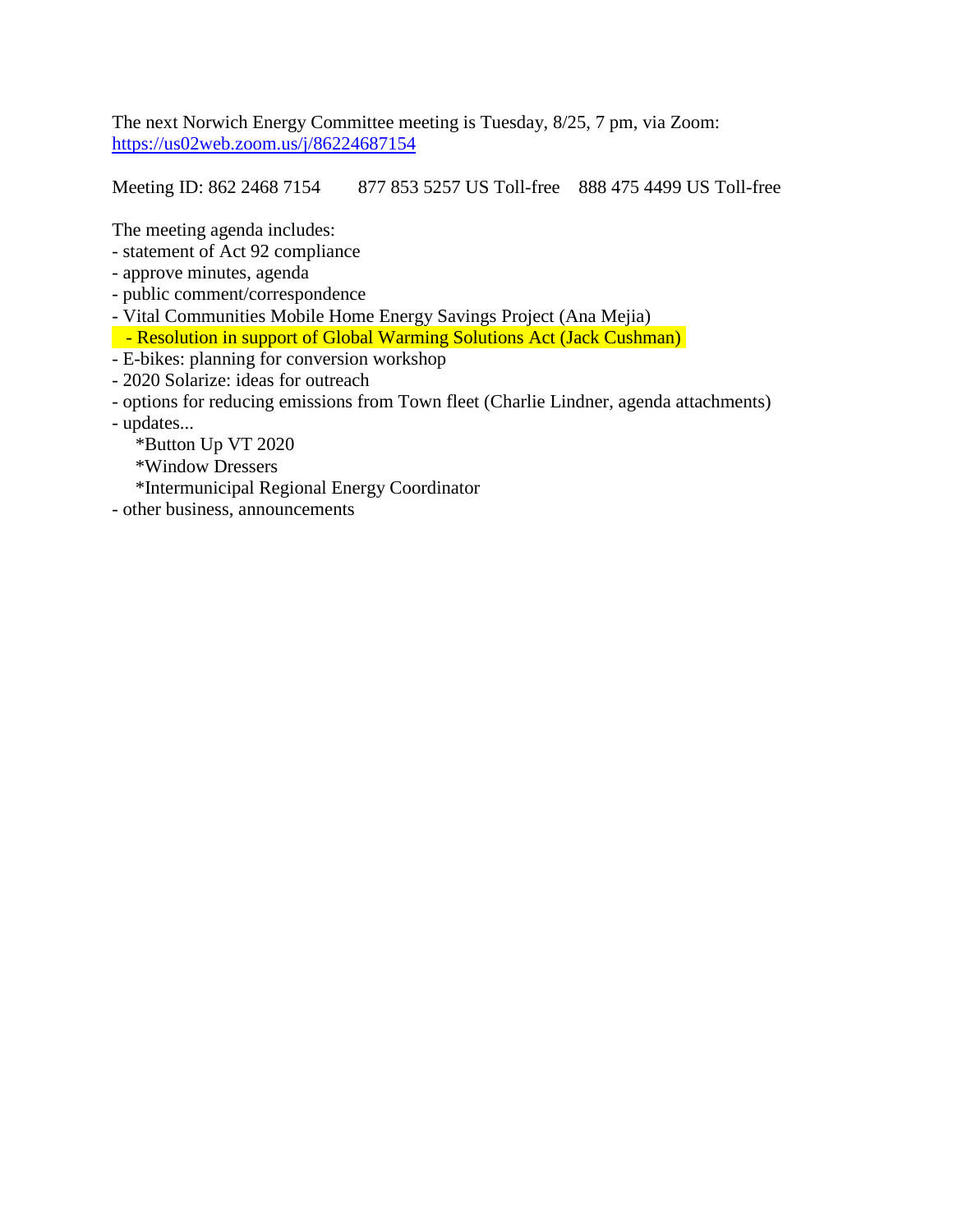The next Norwich Energy Committee meeting is Tuesday, 8/25, 7 pm, via Zoom: [https://us02web.zoom.us/j/86224687154](https://us02web.zoom.us/j/86224687154)

Meeting ID: 862 2468 7154      877 853 5257 US Toll-free    888 475 4499 US Toll-free

The meeting agenda includes:

- statement of Act 92 compliance
- approve minutes, agenda
- public comment/correspondence
- Vital Communities Mobile Home Energy Savings Project (Ana Mejia)
- Resolution in support of Global Warming Solutions Act (Jack Cushman)
- E-bikes: planning for conversion workshop
- 2020 Solarize: ideas for outreach
- options for reducing emissions from Town fleet (Charlie Lindner, agenda attachments)
- updates...
  - *Button Up VT 2020
  - *Window Dressers
  - *Intermunicipal Regional Energy Coordinator
- other business, announcements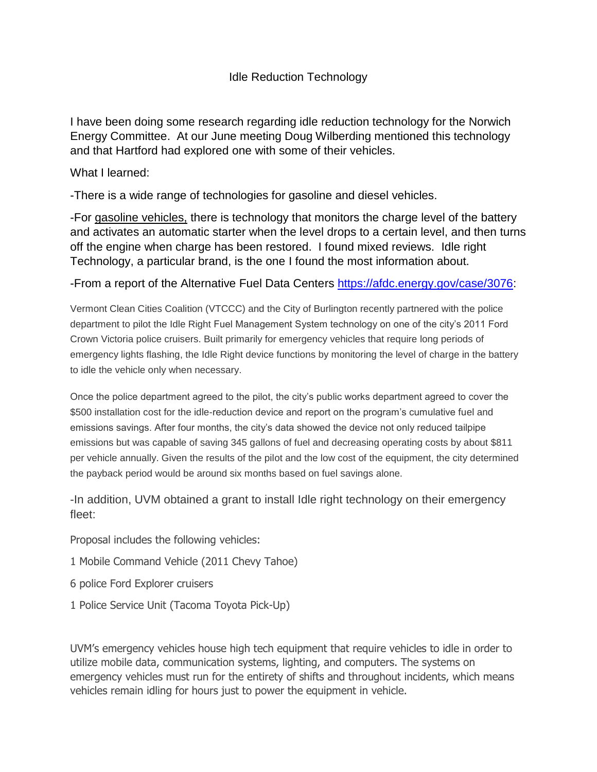# Idle Reduction Technology

I have been doing some research regarding idle reduction technology for the Norwich Energy Committee. At our June meeting Doug Wilberding mentioned this technology and that Hartford had explored one with some of their vehicles.

What I learned:

-There is a wide range of technologies for gasoline and diesel vehicles.

-For <u>gasoline vehicles,</u> there is technology that monitors the charge level of the battery and activates an automatic starter when the level drops to a certain level, and then turns off the engine when charge has been restored. I found mixed reviews. Idle right Technology, a particular brand, is the one I found the most information about.

-From a report of the Alternative Fuel Data Centers [https://afdc.energy.gov/case/3076](https://afdc.energy.gov/case/3076):

Vermont Clean Cities Coalition (VTCCC) and the City of Burlington recently partnered with the police department to pilot the Idle Right Fuel Management System technology on one of the city's 2011 Ford Crown Victoria police cruisers. Built primarily for emergency vehicles that require long periods of emergency lights flashing, the Idle Right device functions by monitoring the level of charge in the battery to idle the vehicle only when necessary.

Once the police department agreed to the pilot, the city's public works department agreed to cover the $500 installation cost for the idle-reduction device and report on the program's cumulative fuel and emissions savings. After four months, the city's data showed the device not only reduced tailpipe emissions but was capable of saving 345 gallons of fuel and decreasing operating costs by about $811 per vehicle annually. Given the results of the pilot and the low cost of the equipment, the city determined the payback period would be around six months based on fuel savings alone.

-In addition, UVM obtained a grant to install Idle right technology on their emergency fleet:

Proposal includes the following vehicles:

1 Mobile Command Vehicle (2011 Chevy Tahoe)

6 police Ford Explorer cruisers

1 Police Service Unit (Tacoma Toyota Pick-Up)

UVM's emergency vehicles house high tech equipment that require vehicles to idle in order to utilize mobile data, communication systems, lighting, and computers. The systems on emergency vehicles must run for the entirety of shifts and throughout incidents, which means vehicles remain idling for hours just to power the equipment in vehicle.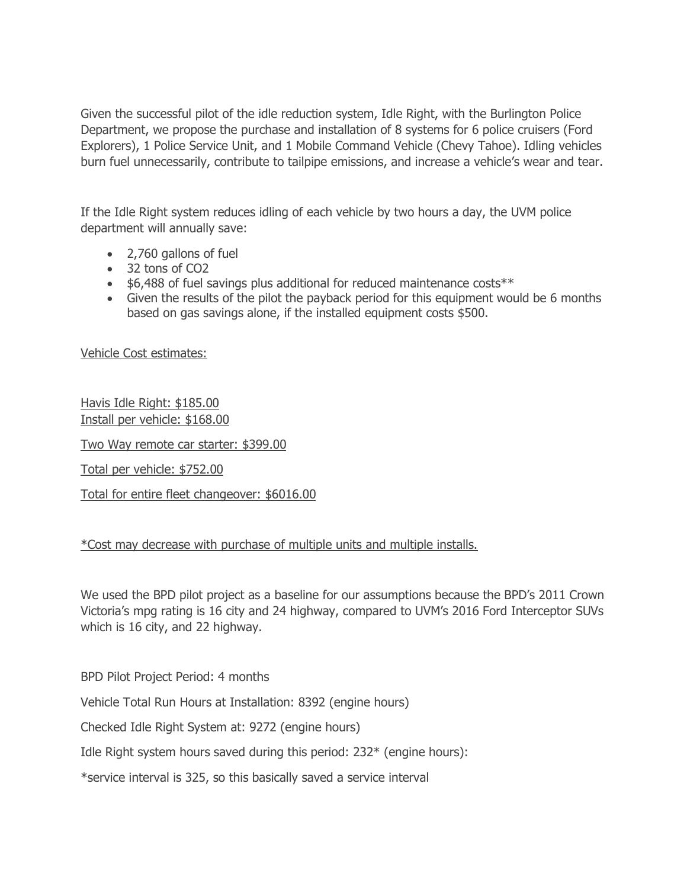Given the successful pilot of the idle reduction system, Idle Right, with the Burlington Police Department, we propose the purchase and installation of 8 systems for 6 police cruisers (Ford Explorers), 1 Police Service Unit, and 1 Mobile Command Vehicle (Chevy Tahoe). Idling vehicles burn fuel unnecessarily, contribute to tailpipe emissions, and increase a vehicle's wear and tear.

If the Idle Right system reduces idling of each vehicle by two hours a day, the UVM police department will annually save:

- 2,760 gallons of fuel
- 32 tons of $CO_2$
- $6,488 of fuel savings plus additional for reduced maintenance costs**
- Given the results of the pilot the payback period for this equipment would be 6 months based on gas savings alone, if the installed equipment costs $500.

<u>Vehicle Cost estimates:</u>

<u>Havis Idle Right: $185.00</u>
<u>Install per vehicle: $168.00</u>

<u>Two Way remote car starter: $399.00</u>

<u>Total per vehicle: $752.00</u>

<u>Total for entire fleet changeover: $6016.00</u>

<u>*Cost may decrease with purchase of multiple units and multiple installs.</u>

We used the BPD pilot project as a baseline for our assumptions because the BPD's 2011 Crown Victoria's mpg rating is 16 city and 24 highway, compared to UVM's 2016 Ford Interceptor SUVs which is 16 city, and 22 highway.

BPD Pilot Project Period: 4 months

Vehicle Total Run Hours at Installation: 8392 (engine hours)

Checked Idle Right System at: 9272 (engine hours)

Idle Right system hours saved during this period: 232* (engine hours):

*service interval is 325, so this basically saved a service interval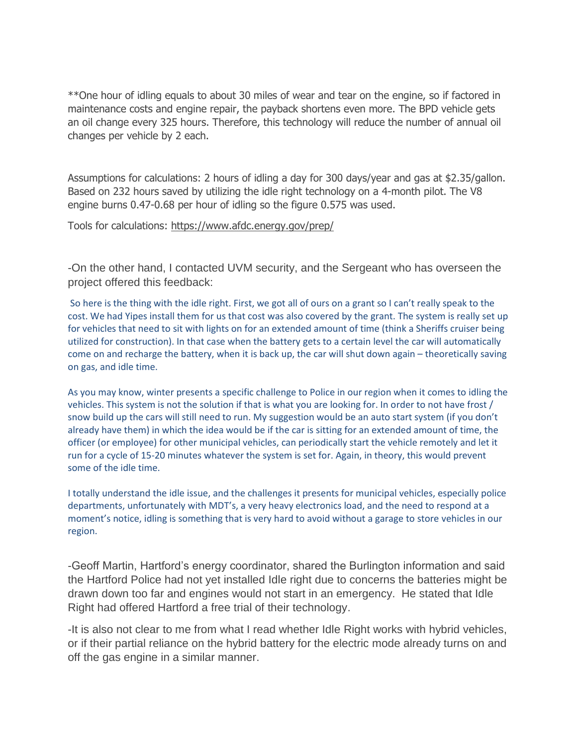**One hour of idling equals to about 30 miles of wear and tear on the engine, so if factored in maintenance costs and engine repair, the payback shortens even more. The BPD vehicle gets an oil change every 325 hours. Therefore, this technology will reduce the number of annual oil changes per vehicle by 2 each.

Assumptions for calculations: 2 hours of idling a day for 300 days/year and gas at $2.35/gallon. Based on 232 hours saved by utilizing the idle right technology on a 4-month pilot. The V8 engine burns 0.47-0.68 per hour of idling so the figure 0.575 was used.

Tools for calculations: https://www.afdc.energy.gov/prep/

-On the other hand, I contacted UVM security, and the Sergeant who has overseen the project offered this feedback:

> So here is the thing with the idle right. First, we got all of ours on a grant so I can't really speak to the cost. We had Yipes install them for us that cost was also covered by the grant. The system is really set up for vehicles that need to sit with lights on for an extended amount of time (think a Sheriffs cruiser being utilized for construction). In that case when the battery gets to a certain level the car will automatically come on and recharge the battery, when it is back up, the car will shut down again – theoretically saving on gas, and idle time.
>
> As you may know, winter presents a specific challenge to Police in our region when it comes to idling the vehicles. This system is not the solution if that is what you are looking for. In order to not have frost / snow build up the cars will still need to run. My suggestion would be an auto start system (if you don't already have them) in which the idea would be if the car is sitting for an extended amount of time, the officer (or employee) for other municipal vehicles, can periodically start the vehicle remotely and let it run for a cycle of 15-20 minutes whatever the system is set for. Again, in theory, this would prevent some of the idle time.
>
> I totally understand the idle issue, and the challenges it presents for municipal vehicles, especially police departments, unfortunately with MDT's, a very heavy electronics load, and the need to respond at a moment's notice, idling is something that is very hard to avoid without a garage to store vehicles in our region.

-Geoff Martin, Hartford's energy coordinator, shared the Burlington information and said the Hartford Police had not yet installed Idle right due to concerns the batteries might be drawn down too far and engines would not start in an emergency. He stated that Idle Right had offered Hartford a free trial of their technology.

-It is also not clear to me from what I read whether Idle Right works with hybrid vehicles, or if their partial reliance on the hybrid battery for the electric mode already turns on and off the gas engine in a similar manner.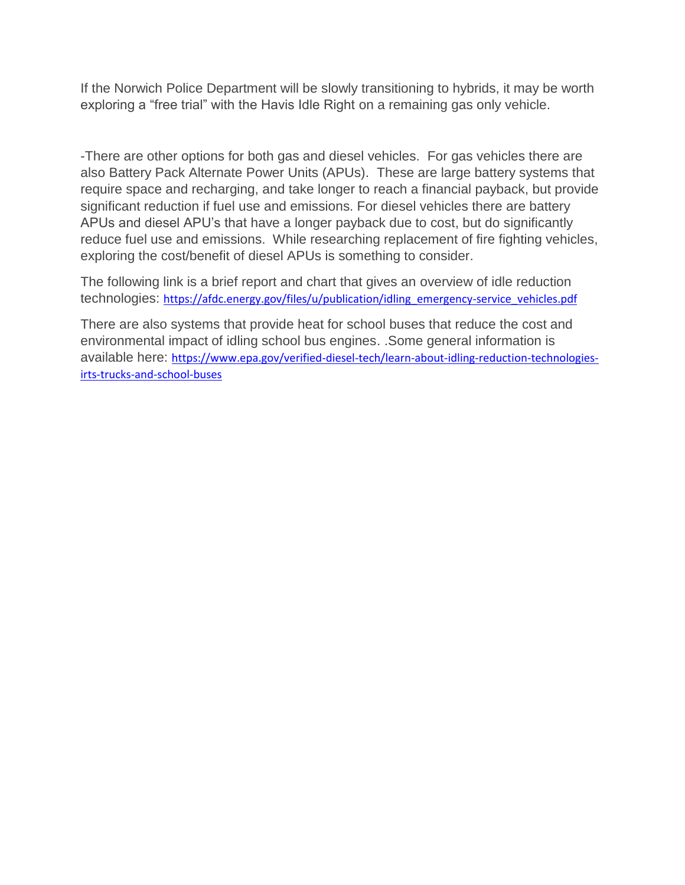If the Norwich Police Department will be slowly transitioning to hybrids, it may be worth exploring a "free trial" with the Havis Idle Right on a remaining gas only vehicle.

-There are other options for both gas and diesel vehicles. For gas vehicles there are also Battery Pack Alternate Power Units (APUs). These are large battery systems that require space and recharging, and take longer to reach a financial payback, but provide significant reduction if fuel use and emissions. For diesel vehicles there are battery APUs and diesel APU's that have a longer payback due to cost, but do significantly reduce fuel use and emissions. While researching replacement of fire fighting vehicles, exploring the cost/benefit of diesel APUs is something to consider.

The following link is a brief report and chart that gives an overview of idle reduction technologies: https://afdc.energy.gov/files/u/publication/idling_emergency-service_vehicles.pdf

There are also systems that provide heat for school buses that reduce the cost and environmental impact of idling school bus engines. .Some general information is available here: https://www.epa.gov/verified-diesel-tech/learn-about-idling-reduction-technologies-irts-trucks-and-school-buses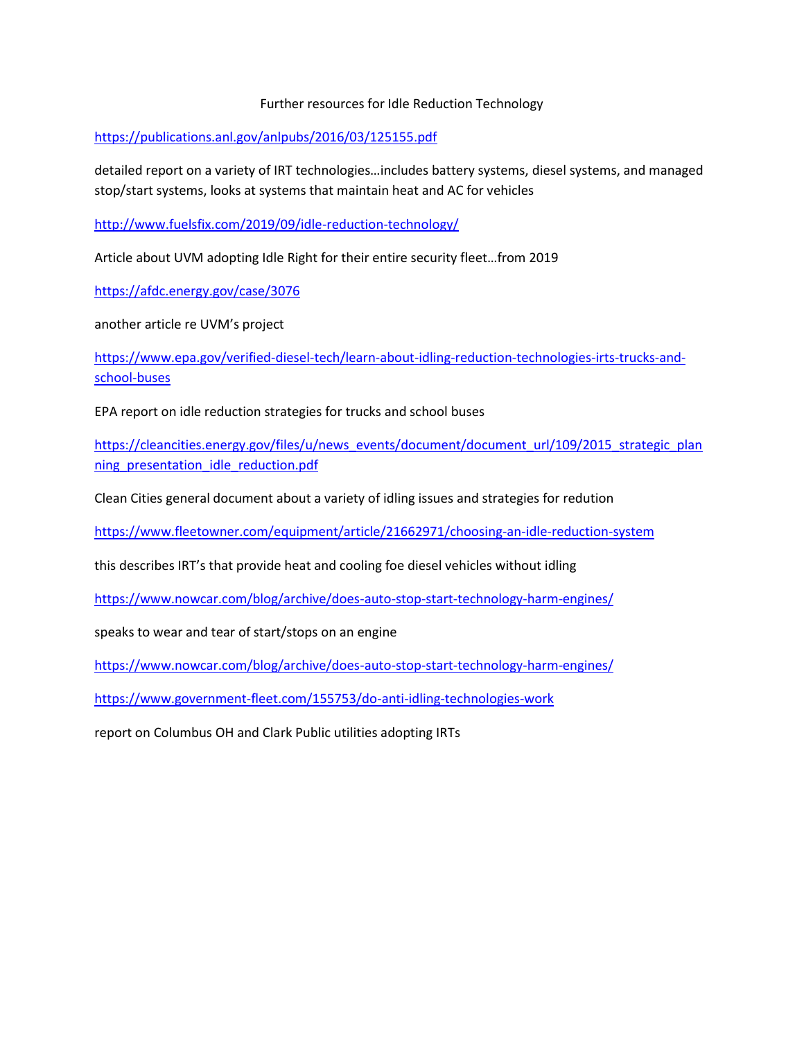Further resources for Idle Reduction Technology

https://publications.anl.gov/anlpubs/2016/03/125155.pdf

detailed report on a variety of IRT technologies…includes battery systems, diesel systems, and managed stop/start systems, looks at systems that maintain heat and AC for vehicles

http://www.fuelsfix.com/2019/09/idle-reduction-technology/

Article about UVM adopting Idle Right for their entire security fleet…from 2019

https://afdc.energy.gov/case/3076

another article re UVM's project

https://www.epa.gov/verified-diesel-tech/learn-about-idling-reduction-technologies-irts-trucks-and-school-buses

EPA report on idle reduction strategies for trucks and school buses

https://cleancities.energy.gov/files/u/news_events/document/document_url/109/2015_strategic_planning_presentation_idle_reduction.pdf

Clean Cities general document about a variety of idling issues and strategies for redution

https://www.fleetowner.com/equipment/article/21662971/choosing-an-idle-reduction-system

this describes IRT's that provide heat and cooling foe diesel vehicles without idling

https://www.nowcar.com/blog/archive/does-auto-stop-start-technology-harm-engines/

speaks to wear and tear of start/stops on an engine

https://www.nowcar.com/blog/archive/does-auto-stop-start-technology-harm-engines/

https://www.government-fleet.com/155753/do-anti-idling-technologies-work

report on Columbus OH and Clark Public utilities adopting IRTs